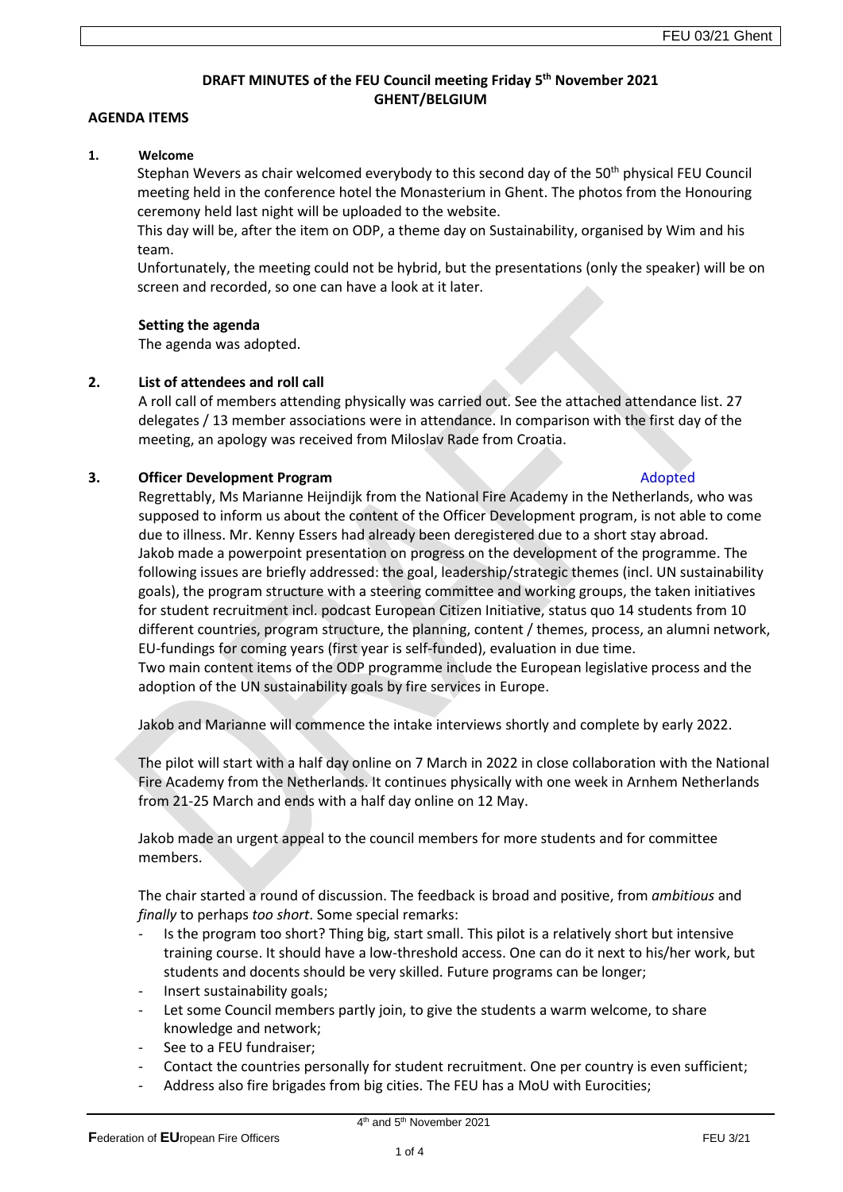**DRAFT MINUTES of the FEU Council meeting Friday 5th November 2021**
**GHENT/BELGIUM**

**AGENDA ITEMS**

**1. Welcome**

Stephan Wevers as chair welcomed everybody to this second day of the 50th physical FEU Council meeting held in the conference hotel the Monasterium in Ghent. The photos from the Honouring ceremony held last night will be uploaded to the website.

This day will be, after the item on ODP, a theme day on Sustainability, organised by Wim and his team.

Unfortunately, the meeting could not be hybrid, but the presentations (only the speaker) will be on screen and recorded, so one can have a look at it later.

**Setting the agenda**

The agenda was adopted.

**2. List of attendees and roll call**

A roll call of members attending physically was carried out. See the attached attendance list. 27 delegates / 13 member associations were in attendance. In comparison with the first day of the meeting, an apology was received from Miloslav Rade from Croatia.

**3. Officer Development Program** — Adopted

Regrettably, Ms Marianne Heijndijk from the National Fire Academy in the Netherlands, who was supposed to inform us about the content of the Officer Development program, is not able to come due to illness. Mr. Kenny Essers had already been deregistered due to a short stay abroad.

Jakob made a powerpoint presentation on progress on the development of the programme. The following issues are briefly addressed: the goal, leadership/strategic themes (incl. UN sustainability goals), the program structure with a steering committee and working groups, the taken initiatives for student recruitment incl. podcast European Citizen Initiative, status quo 14 students from 10 different countries, program structure, the planning, content / themes, process, an alumni network, EU-fundings for coming years (first year is self-funded), evaluation in due time.

Two main content items of the ODP programme include the European legislative process and the adoption of the UN sustainability goals by fire services in Europe.

Jakob and Marianne will commence the intake interviews shortly and complete by early 2022.

The pilot will start with a half day online on 7 March in 2022 in close collaboration with the National Fire Academy from the Netherlands. It continues physically with one week in Arnhem Netherlands from 21-25 March and ends with a half day online on 12 May.

Jakob made an urgent appeal to the council members for more students and for committee members.

The chair started a round of discussion. The feedback is broad and positive, from *ambitious* and *finally* to perhaps *too short*. Some special remarks:

- Is the program too short? Thing big, start small. This pilot is a relatively short but intensive training course. It should have a low-threshold access. One can do it next to his/her work, but students and docents should be very skilled. Future programs can be longer;
- Insert sustainability goals;
- Let some Council members partly join, to give the students a warm welcome, to share knowledge and network;
- See to a FEU fundraiser;
- Contact the countries personally for student recruitment. One per country is even sufficient;
- Address also fire brigades from big cities. The FEU has a MoU with Eurocities;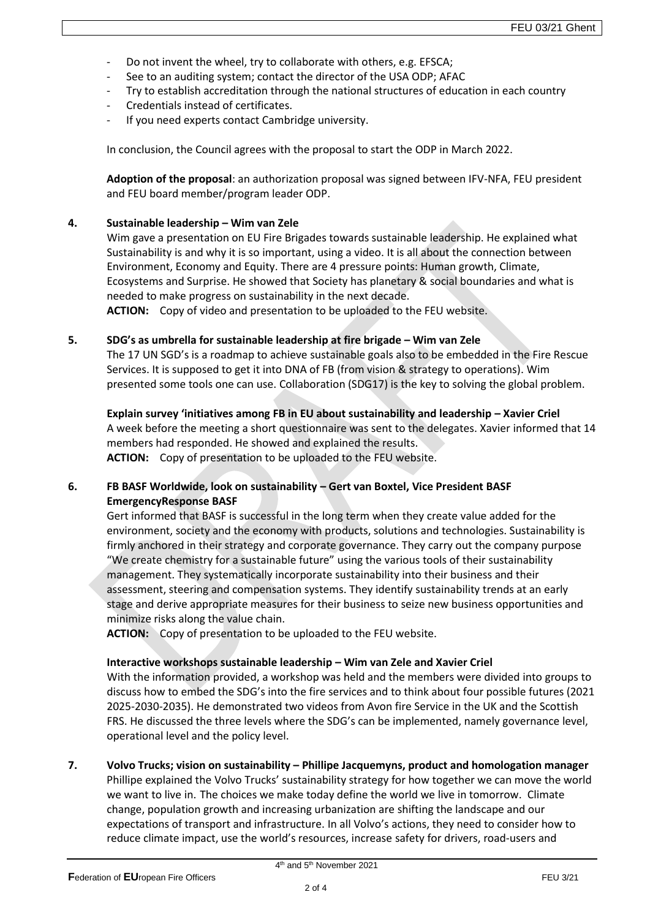- Do not invent the wheel, try to collaborate with others, e.g. EFSCA;
- See to an auditing system; contact the director of the USA ODP; AFAC
- Try to establish accreditation through the national structures of education in each country
- Credentials instead of certificates.
- If you need experts contact Cambridge university.

In conclusion, the Council agrees with the proposal to start the ODP in March 2022.

**Adoption of the proposal**: an authorization proposal was signed between IFV-NFA, FEU president and FEU board member/program leader ODP.

**4. Sustainable leadership – Wim van Zele**

Wim gave a presentation on EU Fire Brigades towards sustainable leadership. He explained what Sustainability is and why it is so important, using a video. It is all about the connection between Environment, Economy and Equity. There are 4 pressure points: Human growth, Climate, Ecosystems and Surprise. He showed that Society has planetary & social boundaries and what is needed to make progress on sustainability in the next decade.

**ACTION:** Copy of video and presentation to be uploaded to the FEU website.

**5. SDG's as umbrella for sustainable leadership at fire brigade – Wim van Zele**

The 17 UN SGD's is a roadmap to achieve sustainable goals also to be embedded in the Fire Rescue Services. It is supposed to get it into DNA of FB (from vision & strategy to operations). Wim presented some tools one can use. Collaboration (SDG17) is the key to solving the global problem.

**Explain survey 'initiatives among FB in EU about sustainability and leadership – Xavier Criel**

A week before the meeting a short questionnaire was sent to the delegates. Xavier informed that 14 members had responded. He showed and explained the results.

**ACTION:** Copy of presentation to be uploaded to the FEU website.

**6. FB BASF Worldwide, look on sustainability – Gert van Boxtel, Vice President BASF EmergencyResponse BASF**

Gert informed that BASF is successful in the long term when they create value added for the environment, society and the economy with products, solutions and technologies. Sustainability is firmly anchored in their strategy and corporate governance. They carry out the company purpose "We create chemistry for a sustainable future" using the various tools of their sustainability management. They systematically incorporate sustainability into their business and their assessment, steering and compensation systems. They identify sustainability trends at an early stage and derive appropriate measures for their business to seize new business opportunities and minimize risks along the value chain.

**ACTION:** Copy of presentation to be uploaded to the FEU website.

**Interactive workshops sustainable leadership – Wim van Zele and Xavier Criel**

With the information provided, a workshop was held and the members were divided into groups to discuss how to embed the SDG's into the fire services and to think about four possible futures (2021 2025-2030-2035). He demonstrated two videos from Avon fire Service in the UK and the Scottish FRS. He discussed the three levels where the SDG's can be implemented, namely governance level, operational level and the policy level.

**7. Volvo Trucks; vision on sustainability – Phillipe Jacquemyns, product and homologation manager**

Phillipe explained the Volvo Trucks' sustainability strategy for how together we can move the world we want to live in. The choices we make today define the world we live in tomorrow. Climate change, population growth and increasing urbanization are shifting the landscape and our expectations of transport and infrastructure. In all Volvo's actions, they need to consider how to reduce climate impact, use the world's resources, increase safety for drivers, road-users and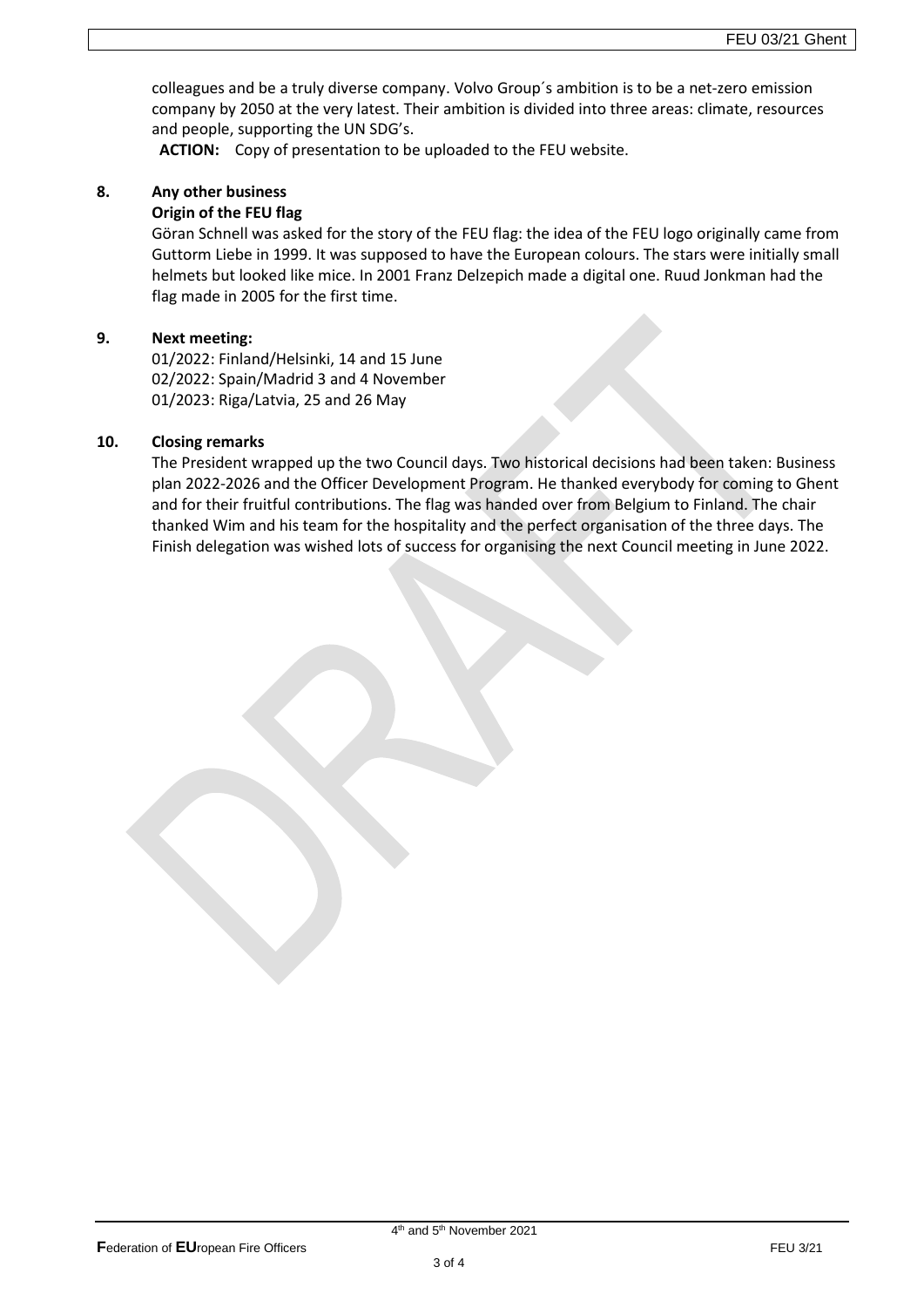colleagues and be a truly diverse company. Volvo Group´s ambition is to be a net-zero emission company by 2050 at the very latest. Their ambition is divided into three areas: climate, resources and people, supporting the UN SDG's.

**ACTION:** Copy of presentation to be uploaded to the FEU website.

## 8. Any other business

### Origin of the FEU flag

Göran Schnell was asked for the story of the FEU flag: the idea of the FEU logo originally came from Guttorm Liebe in 1999. It was supposed to have the European colours. The stars were initially small helmets but looked like mice. In 2001 Franz Delzepich made a digital one. Ruud Jonkman had the flag made in 2005 for the first time.

## 9. Next meeting:

01/2022: Finland/Helsinki, 14 and 15 June
02/2022: Spain/Madrid 3 and 4 November
01/2023: Riga/Latvia, 25 and 26 May

## 10. Closing remarks

The President wrapped up the two Council days. Two historical decisions had been taken: Business plan 2022-2026 and the Officer Development Program. He thanked everybody for coming to Ghent and for their fruitful contributions. The flag was handed over from Belgium to Finland. The chair thanked Wim and his team for the hospitality and the perfect organisation of the three days. The Finish delegation was wished lots of success for organising the next Council meeting in June 2022.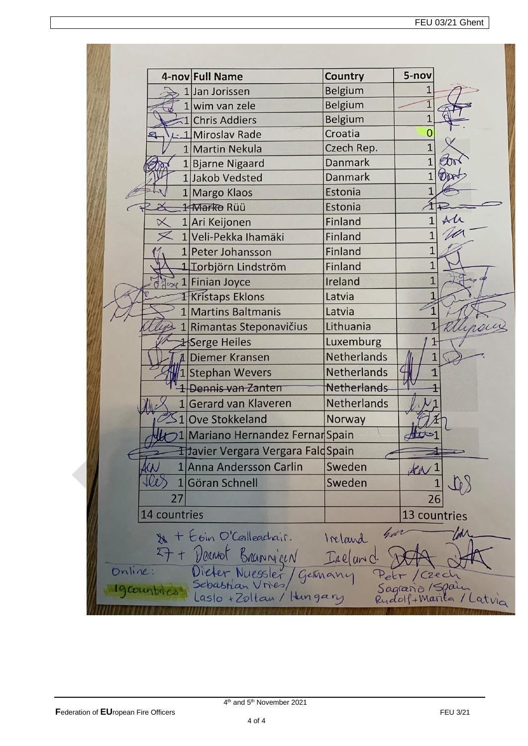| 4-nov | Full Name | Country | 5-nov |
|---|---|---|---|
| 1 | Jan Jorissen | Belgium | 1 |
| 1 | wim van zele | Belgium | 1 |
| 1 | Chris Addiers | Belgium | 1 |
| 1 | Miroslav Rade | Croatia | 0 |
| 1 | Martin Nekula | Czech Rep. | 1 |
| 1 | Bjarne Nigaard | Danmark | 1 |
| 1 | Jakob Vedsted | Danmark | 1 |
| 1 | Margo Klaos | Estonia | 1 |
| 1 | ~~Marko~~ Rüü | Estonia | 1 |
| 1 | Ari Keijonen | Finland | 1 |
| 1 | Veli-Pekka Ihamäki | Finland | 1 |
| 1 | Peter Johansson | Finland | 1 |
| 1 | Torbjörn Lindström | Finland | 1 |
| 1 | Finian Joyce | Ireland | 1 |
| 1 | Kristaps Eklons | Latvia | 1 |
| 1 | Martins Baltmanis | Latvia | 1 |
| 1 | Rimantas Steponavičius | Lithuania | 1 |
| 1 | Serge Heiles | Luxemburg | 1 |
| 1 | Diemer Kransen | Netherlands | 1 |
| 1 | Stephan Wevers | Netherlands | 1 |
| ~~1~~ | ~~Dennis van Zanten~~ | ~~Netherlands~~ | ~~1~~ |
| 1 | Gerard van Klaveren | Netherlands | 1 |
| 1 | Ove Stokkeland | Norway | 1 |
| 1 | Mariano Hernandez Fernar | Spain | 1 |
| 1 | Javier Vergara Vergara Falc | Spain | 1 |
| 1 | Anna Andersson Carlin | Sweden | 1 |
| 1 | Göran Schnell | Sweden | 1 |
| 27 | | | 26 |
| 14 countries | | | 13 countries |

28 + Eoin O'Cailleachair. Ireland

27 + Dermot Brannigan Ireland

Online: Dieter Nuessler / Germany Petr / Czech

19 countries Sebastian Vries / Sagrario / Spain

Laslo + Zoltan / Hungary Rudolf + Marita / Latvia